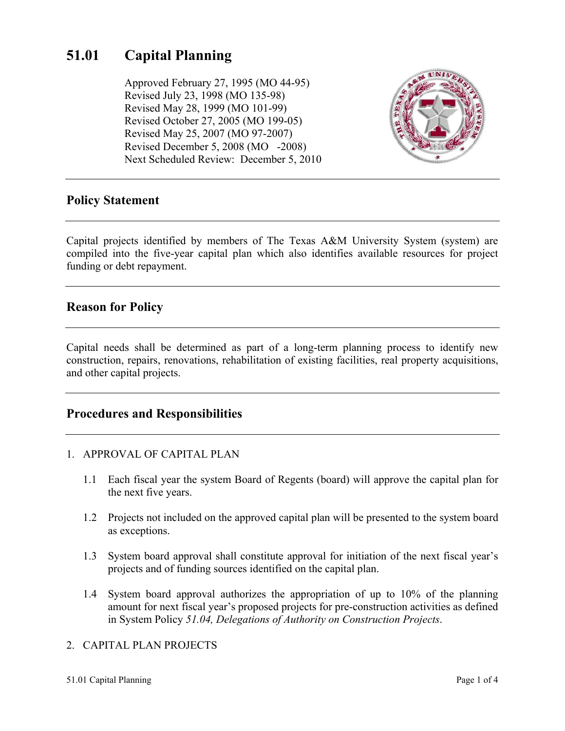# 51.01 Capital Planning

Approved February 27, 1995 (MO 44-95)
Revised July 23, 1998 (MO 135-98)
Revised May 28, 1999 (MO 101-99)
Revised October 27, 2005 (MO 199-05)
Revised May 25, 2007 (MO 97-2007)
Revised December 5, 2008 (MO -2008)
Next Scheduled Review: December 5, 2010

## Policy Statement

Capital projects identified by members of The Texas A&M University System (system) are compiled into the five-year capital plan which also identifies available resources for project funding or debt repayment.

## Reason for Policy

Capital needs shall be determined as part of a long-term planning process to identify new construction, repairs, renovations, rehabilitation of existing facilities, real property acquisitions, and other capital projects.

## Procedures and Responsibilities

1. APPROVAL OF CAPITAL PLAN

   1.1 Each fiscal year the system Board of Regents (board) will approve the capital plan for the next five years.

   1.2 Projects not included on the approved capital plan will be presented to the system board as exceptions.

   1.3 System board approval shall constitute approval for initiation of the next fiscal year's projects and of funding sources identified on the capital plan.

   1.4 System board approval authorizes the appropriation of up to 10% of the planning amount for next fiscal year's proposed projects for pre-construction activities as defined in System Policy *51.04, Delegations of Authority on Construction Projects*.

2. CAPITAL PLAN PROJECTS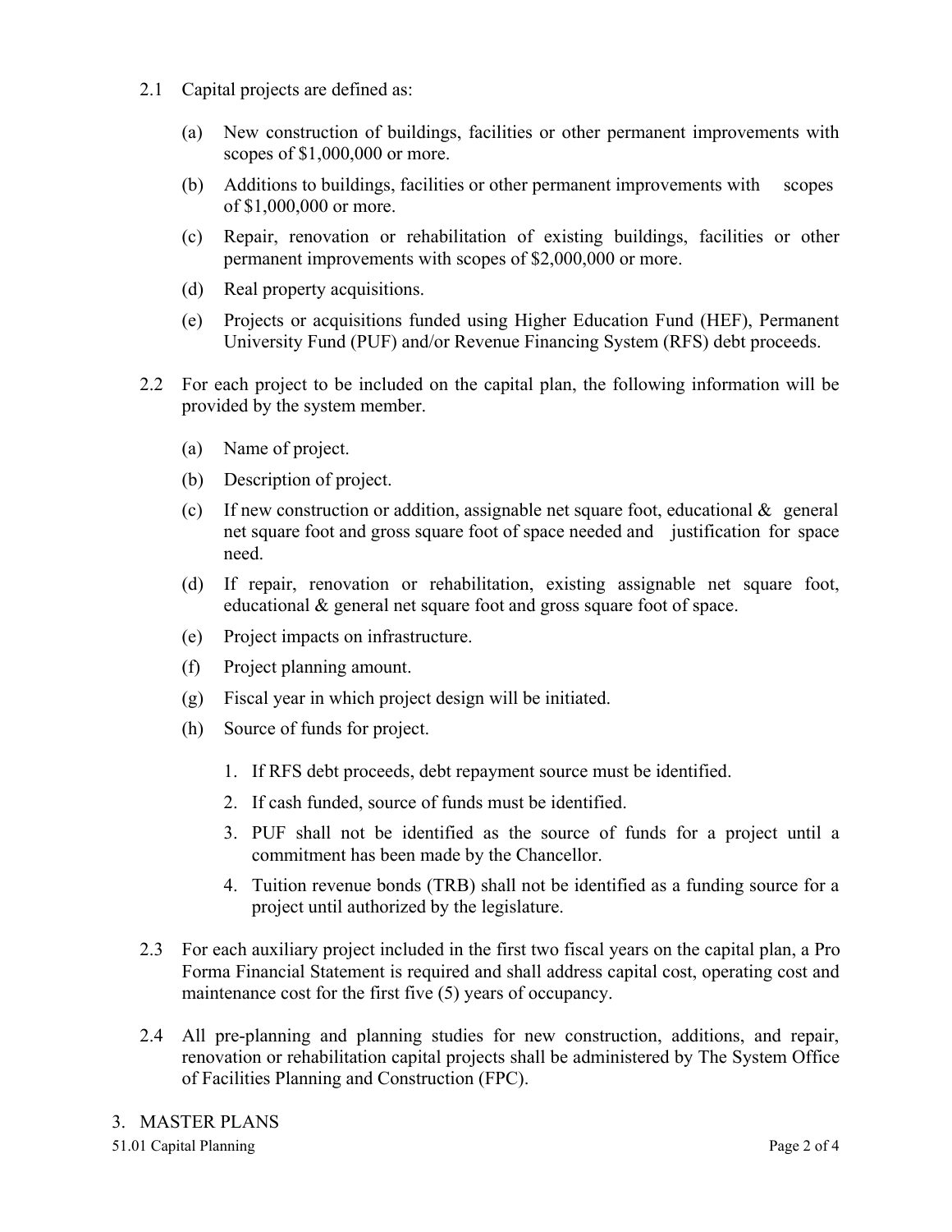2.1 Capital projects are defined as:

   (a) New construction of buildings, facilities or other permanent improvements with scopes of $1,000,000 or more.

   (b) Additions to buildings, facilities or other permanent improvements with scopes of $1,000,000 or more.

   (c) Repair, renovation or rehabilitation of existing buildings, facilities or other permanent improvements with scopes of $2,000,000 or more.

   (d) Real property acquisitions.

   (e) Projects or acquisitions funded using Higher Education Fund (HEF), Permanent University Fund (PUF) and/or Revenue Financing System (RFS) debt proceeds.

2.2 For each project to be included on the capital plan, the following information will be provided by the system member.

   (a) Name of project.

   (b) Description of project.

   (c) If new construction or addition, assignable net square foot, educational & general net square foot and gross square foot of space needed and justification for space need.

   (d) If repair, renovation or rehabilitation, existing assignable net square foot, educational & general net square foot and gross square foot of space.

   (e) Project impacts on infrastructure.

   (f) Project planning amount.

   (g) Fiscal year in which project design will be initiated.

   (h) Source of funds for project.

      1. If RFS debt proceeds, debt repayment source must be identified.

      2. If cash funded, source of funds must be identified.

      3. PUF shall not be identified as the source of funds for a project until a commitment has been made by the Chancellor.

      4. Tuition revenue bonds (TRB) shall not be identified as a funding source for a project until authorized by the legislature.

2.3 For each auxiliary project included in the first two fiscal years on the capital plan, a Pro Forma Financial Statement is required and shall address capital cost, operating cost and maintenance cost for the first five (5) years of occupancy.

2.4 All pre-planning and planning studies for new construction, additions, and repair, renovation or rehabilitation capital projects shall be administered by The System Office of Facilities Planning and Construction (FPC).

## 3. MASTER PLANS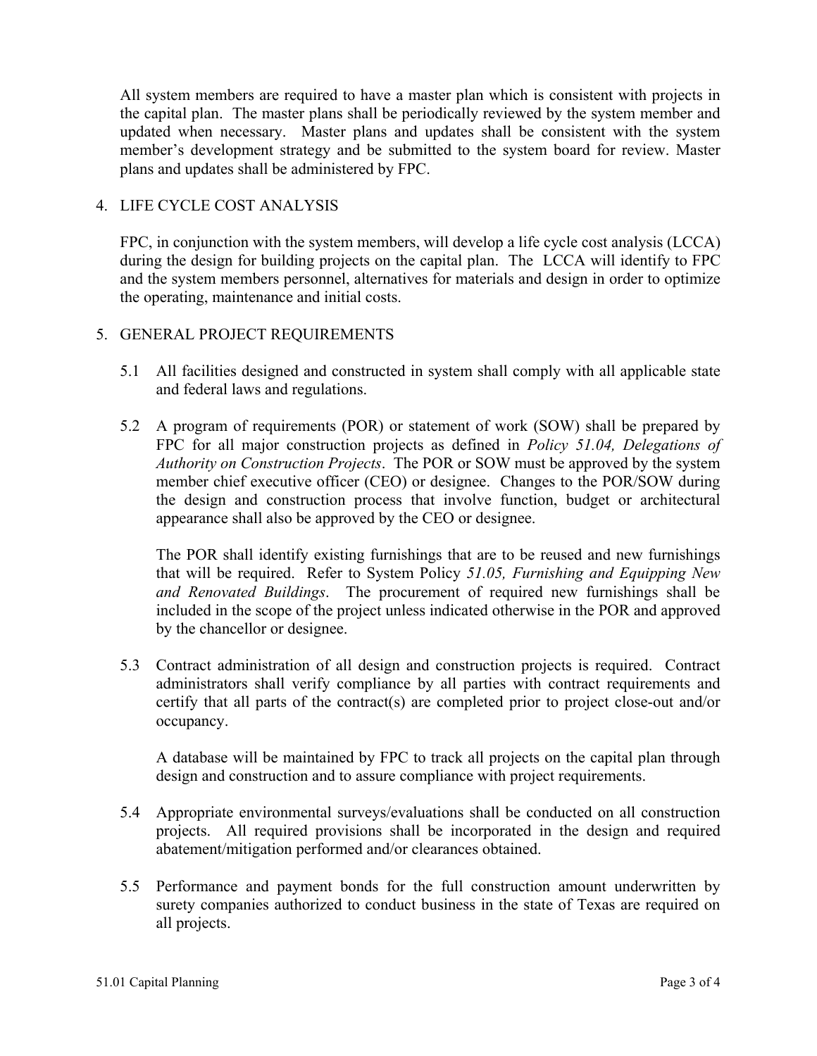All system members are required to have a master plan which is consistent with projects in the capital plan. The master plans shall be periodically reviewed by the system member and updated when necessary. Master plans and updates shall be consistent with the system member's development strategy and be submitted to the system board for review. Master plans and updates shall be administered by FPC.

4. LIFE CYCLE COST ANALYSIS

   FPC, in conjunction with the system members, will develop a life cycle cost analysis (LCCA) during the design for building projects on the capital plan. The LCCA will identify to FPC and the system members personnel, alternatives for materials and design in order to optimize the operating, maintenance and initial costs.

5. GENERAL PROJECT REQUIREMENTS

   5.1 All facilities designed and constructed in system shall comply with all applicable state and federal laws and regulations.

   5.2 A program of requirements (POR) or statement of work (SOW) shall be prepared by FPC for all major construction projects as defined in *Policy 51.04, Delegations of Authority on Construction Projects*. The POR or SOW must be approved by the system member chief executive officer (CEO) or designee. Changes to the POR/SOW during the design and construction process that involve function, budget or architectural appearance shall also be approved by the CEO or designee.

   The POR shall identify existing furnishings that are to be reused and new furnishings that will be required. Refer to System Policy *51.05, Furnishing and Equipping New and Renovated Buildings*. The procurement of required new furnishings shall be included in the scope of the project unless indicated otherwise in the POR and approved by the chancellor or designee.

   5.3 Contract administration of all design and construction projects is required. Contract administrators shall verify compliance by all parties with contract requirements and certify that all parts of the contract(s) are completed prior to project close-out and/or occupancy.

   A database will be maintained by FPC to track all projects on the capital plan through design and construction and to assure compliance with project requirements.

   5.4 Appropriate environmental surveys/evaluations shall be conducted on all construction projects. All required provisions shall be incorporated in the design and required abatement/mitigation performed and/or clearances obtained.

   5.5 Performance and payment bonds for the full construction amount underwritten by surety companies authorized to conduct business in the state of Texas are required on all projects.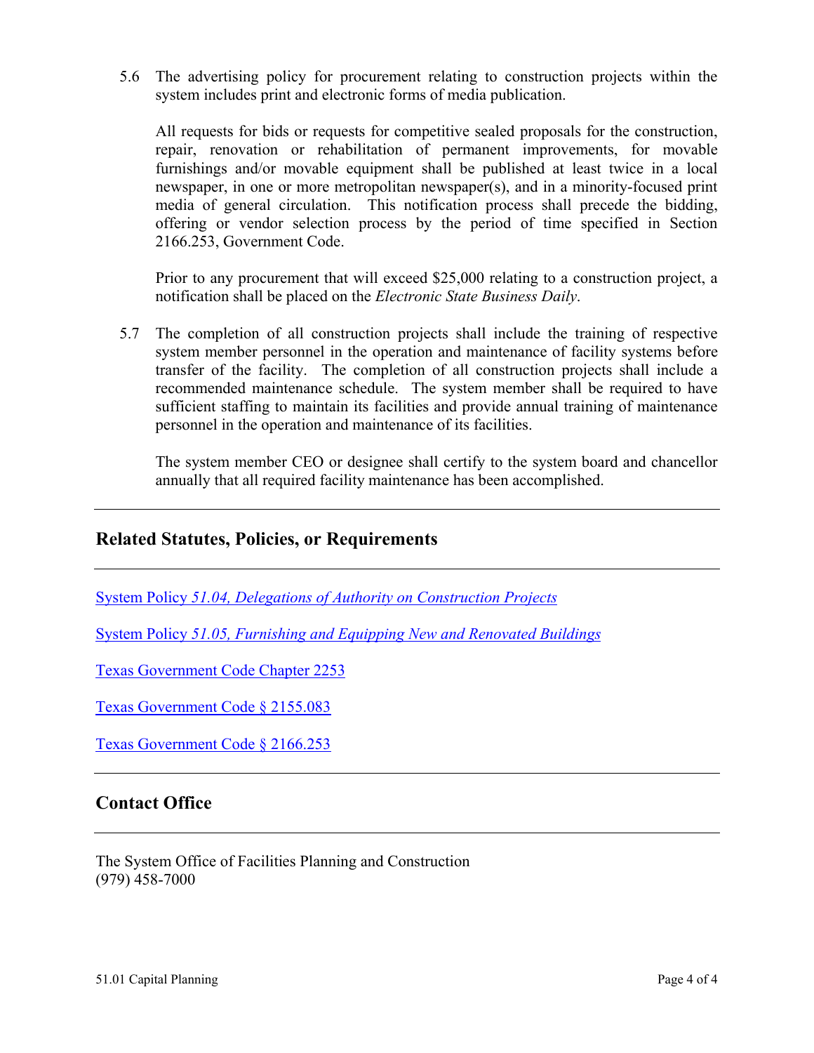5.6 The advertising policy for procurement relating to construction projects within the system includes print and electronic forms of media publication.

All requests for bids or requests for competitive sealed proposals for the construction, repair, renovation or rehabilitation of permanent improvements, for movable furnishings and/or movable equipment shall be published at least twice in a local newspaper, in one or more metropolitan newspaper(s), and in a minority-focused print media of general circulation. This notification process shall precede the bidding, offering or vendor selection process by the period of time specified in Section 2166.253, Government Code.

Prior to any procurement that will exceed $25,000 relating to a construction project, a notification shall be placed on the *Electronic State Business Daily*.

5.7 The completion of all construction projects shall include the training of respective system member personnel in the operation and maintenance of facility systems before transfer of the facility. The completion of all construction projects shall include a recommended maintenance schedule. The system member shall be required to have sufficient staffing to maintain its facilities and provide annual training of maintenance personnel in the operation and maintenance of its facilities.

The system member CEO or designee shall certify to the system board and chancellor annually that all required facility maintenance has been accomplished.

---

## Related Statutes, Policies, or Requirements

---

System Policy *51.04, Delegations of Authority on Construction Projects*

System Policy *51.05, Furnishing and Equipping New and Renovated Buildings*

Texas Government Code Chapter 2253

Texas Government Code § 2155.083

Texas Government Code § 2166.253

---

## Contact Office

---

The System Office of Facilities Planning and Construction
(979) 458-7000